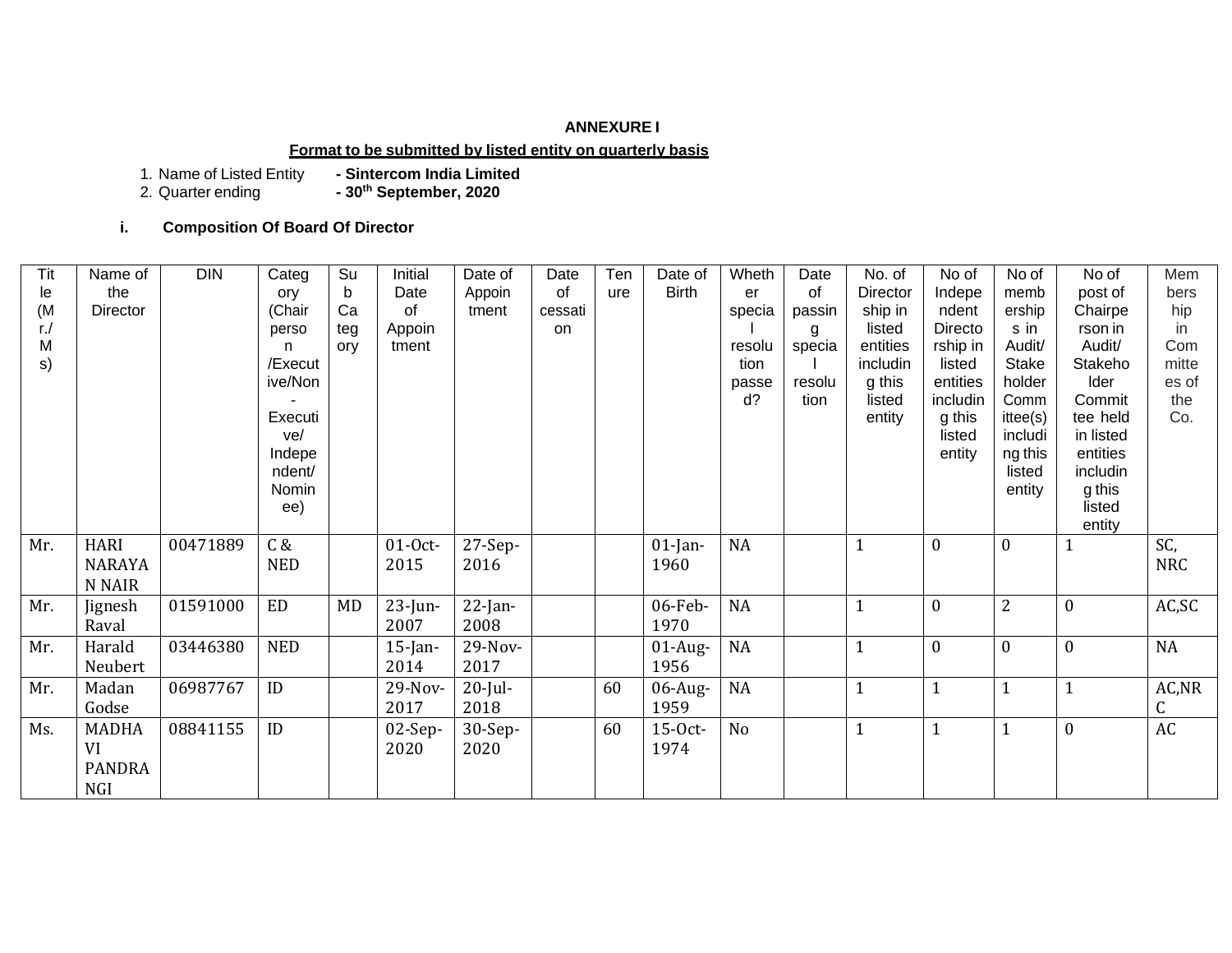**ANNEXURE I**

**Format to be submitted by listed entity on quarterly basis**

1. Name of Listed Entity **- Sintercom India Limited**
2. Quarter ending **- 30th September, 2020**

### i. Composition Of Board Of Director

| Title (Mr./Ms) | Name of the Director | DIN | Category (Chairperson /Executive/Non-Executive/ Independent/ Nominee) | Sub Category | Initial Date of Appointment | Date of Appointment | Date of cessation | Tenure | Date of Birth | Whether special resolution passed? | Date of passing special resolution | No. of Directorship in listed entities including this listed entity | No of Independent Directorship in listed entities including this listed entity | No of memberships in Audit/ Stakeholder Committee(s) including this listed entity | No of post of Chairperson in Audit/ Stakeholder Committee held in listed entities including this listed entity | Membership in Committees of the Co. |
|---|---|---|---|---|---|---|---|---|---|---|---|---|---|---|---|---|
| Mr. | HARI NARAYAN NAIR | 00471889 | C & NED | | 01-Oct-2015 | 27-Sep-2016 | | | 01-Jan-1960 | NA | | 1 | 0 | 0 | 1 | SC, NRC |
| Mr. | Jignesh Raval | 01591000 | ED | MD | 23-Jun-2007 | 22-Jan-2008 | | | 06-Feb-1970 | NA | | 1 | 0 | 2 | 0 | AC,SC |
| Mr. | Harald Neubert | 03446380 | NED | | 15-Jan-2014 | 29-Nov-2017 | | | 01-Aug-1956 | NA | | 1 | 0 | 0 | 0 | NA |
| Mr. | Madan Godse | 06987767 | ID | | 29-Nov-2017 | 20-Jul-2018 | | 60 | 06-Aug-1959 | NA | | 1 | 1 | 1 | 1 | AC,NRC |
| Ms. | MADHAVI PANDRANGI | 08841155 | ID | | 02-Sep-2020 | 30-Sep-2020 | | 60 | 15-Oct-1974 | No | | 1 | 1 | 1 | 0 | AC |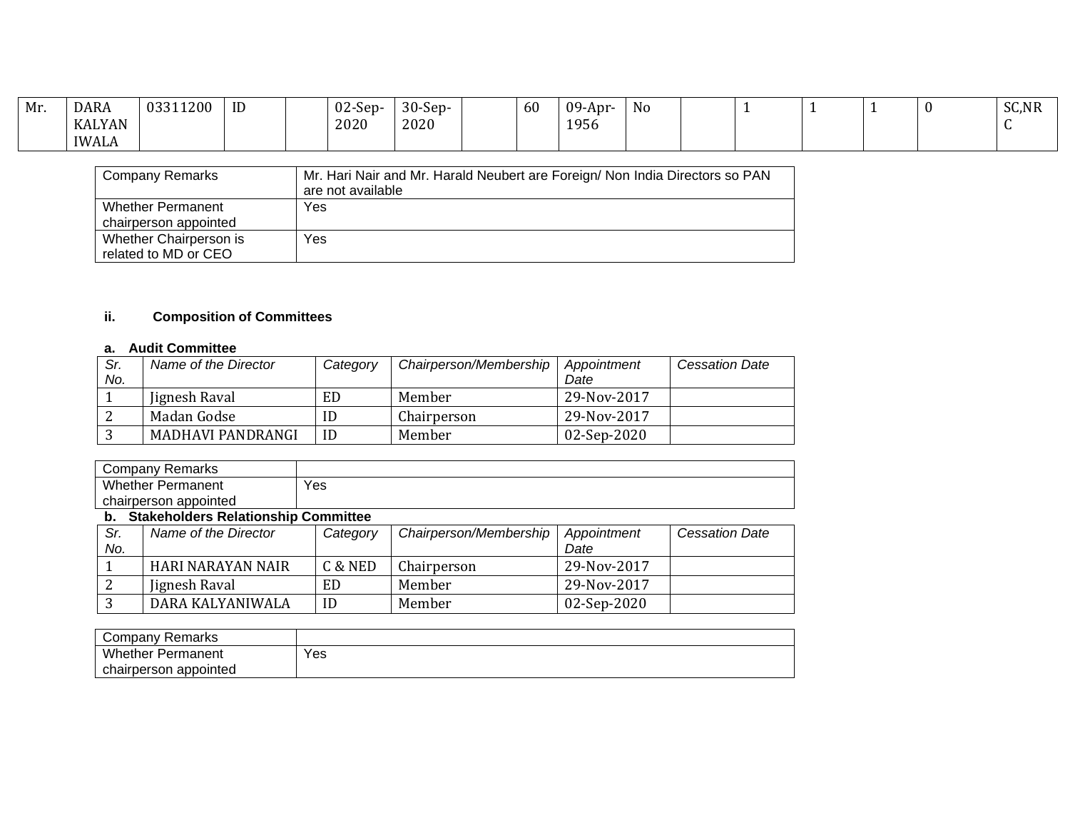| Mr. | DARA KALYANIWALA | 03311200 | ID | | 02-Sep-2020 | 30-Sep-2020 | | 60 | 09-Apr-1956 | No | | 1 | 1 | 1 | 0 | SC,NRC |
|---|---|---|---|---|---|---|---|---|---|---|---|---|---|---|---|---|

| Company Remarks | Mr. Hari Nair and Mr. Harald Neubert are Foreign/ Non India Directors so PAN are not available |
|---|---|
| Whether Permanent chairperson appointed | Yes |
| Whether Chairperson is related to MD or CEO | Yes |

### ii. Composition of Committees

#### a. Audit Committee

| Sr. No. | Name of the Director | Category | Chairperson/Membership | Appointment Date | Cessation Date |
|---|---|---|---|---|---|
| 1 | Jignesh Raval | ED | Member | 29-Nov-2017 | |
| 2 | Madan Godse | ID | Chairperson | 29-Nov-2017 | |
| 3 | MADHAVI PANDRANGI | ID | Member | 02-Sep-2020 | |

| Company Remarks | |
|---|---|
| Whether Permanent chairperson appointed | Yes |

#### b. Stakeholders Relationship Committee

| Sr. No. | Name of the Director | Category | Chairperson/Membership | Appointment Date | Cessation Date |
|---|---|---|---|---|---|
| 1 | HARI NARAYAN NAIR | C & NED | Chairperson | 29-Nov-2017 | |
| 2 | Jignesh Raval | ED | Member | 29-Nov-2017 | |
| 3 | DARA KALYANIWALA | ID | Member | 02-Sep-2020 | |

| Company Remarks | |
|---|---|
| Whether Permanent chairperson appointed | Yes |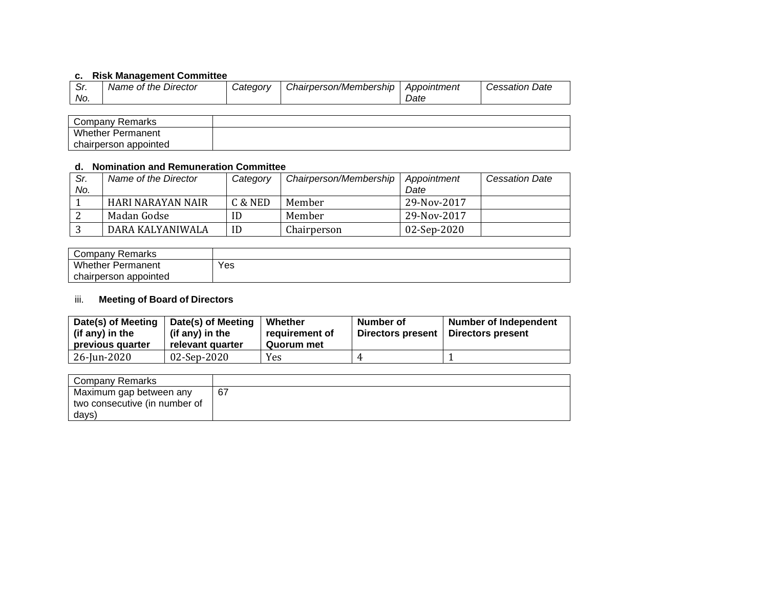**c. Risk Management Committee**

| *Sr. No.* | *Name of the Director* | *Category* | *Chairperson/Membership* | *Appointment Date* | *Cessation Date* |
|---|---|---|---|---|---|

| Company Remarks | |
|---|---|
| Whether Permanent chairperson appointed | |

**d. Nomination and Remuneration Committee**

| *Sr. No.* | *Name of the Director* | *Category* | *Chairperson/Membership* | *Appointment Date* | *Cessation Date* |
|---|---|---|---|---|---|
| 1 | HARI NARAYAN NAIR | C & NED | Member | 29-Nov-2017 | |
| 2 | Madan Godse | ID | Member | 29-Nov-2017 | |
| 3 | DARA KALYANIWALA | ID | Chairperson | 02-Sep-2020 | |

| Company Remarks | |
|---|---|
| Whether Permanent chairperson appointed | Yes |

iii. **Meeting of Board of Directors**

| **Date(s) of Meeting (if any) in the previous quarter** | **Date(s) of Meeting (if any) in the relevant quarter** | **Whether requirement of Quorum met** | **Number of Directors present** | **Number of Independent Directors present** |
|---|---|---|---|---|
| 26-Jun-2020 | 02-Sep-2020 | Yes | 4 | 1 |

| Company Remarks | |
|---|---|
| Maximum gap between any two consecutive (in number of days) | 67 |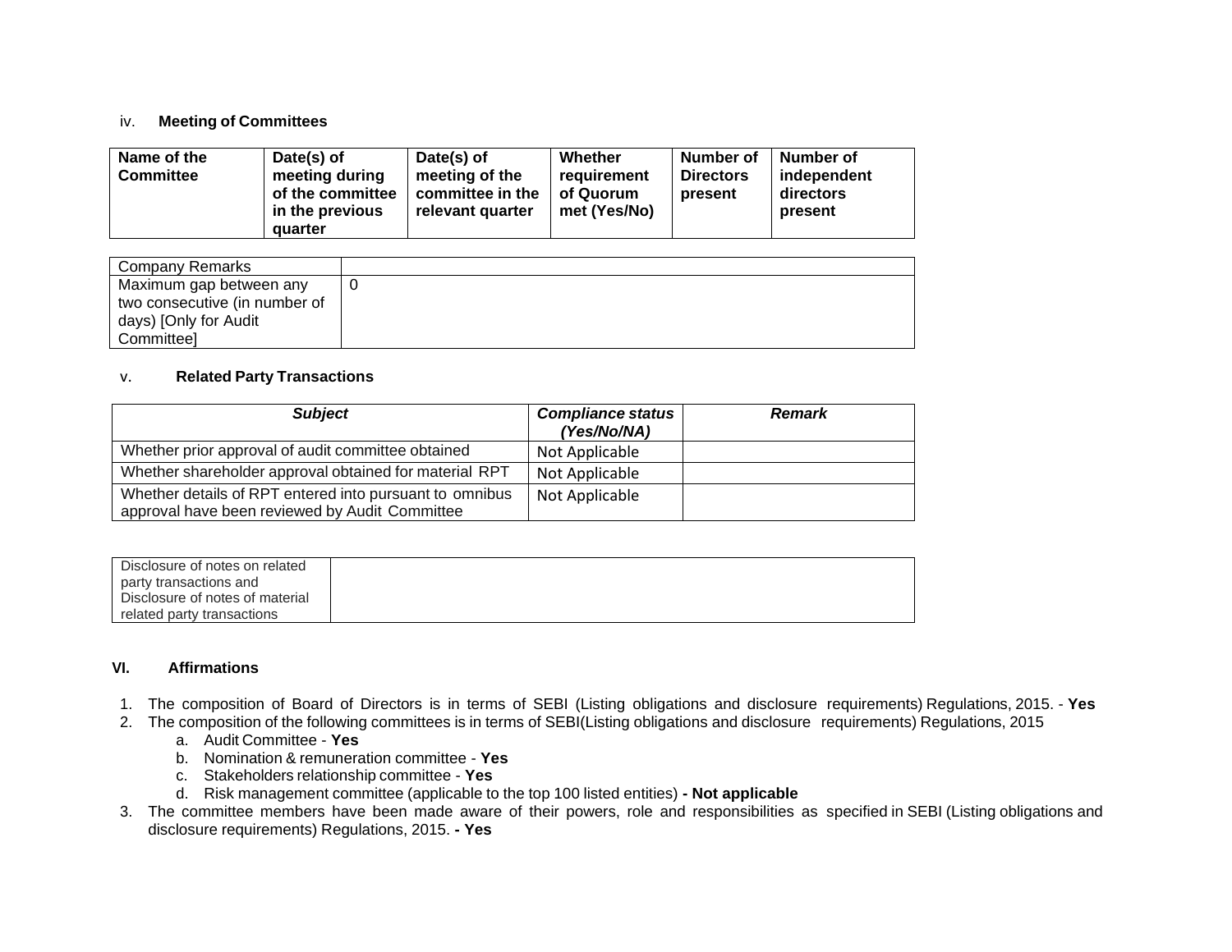iv. **Meeting of Committees**

| **Name of the Committee** | **Date(s) of meeting during of the committee in the previous quarter** | **Date(s) of meeting of the committee in the relevant quarter** | **Whether requirement of Quorum met (Yes/No)** | **Number of Directors present** | **Number of independent directors present** |
|---|---|---|---|---|---|

| Company Remarks | |
|---|---|
| Maximum gap between any two consecutive (in number of days) [Only for Audit Committee] | 0 |

v. **Related Party Transactions**

| ***Subject*** | ***Compliance status (Yes/No/NA)*** | ***Remark*** |
|---|---|---|
| Whether prior approval of audit committee obtained | Not Applicable | |
| Whether shareholder approval obtained for material RPT | Not Applicable | |
| Whether details of RPT entered into pursuant to omnibus approval have been reviewed by Audit Committee | Not Applicable | |

| Disclosure of notes on related party transactions and Disclosure of notes of material related party transactions | |
|---|---|

**VI. Affirmations**

1. The composition of Board of Directors is in terms of SEBI (Listing obligations and disclosure requirements) Regulations, 2015. - **Yes**
2. The composition of the following committees is in terms of SEBI(Listing obligations and disclosure requirements) Regulations, 2015
   a. Audit Committee - **Yes**
   b. Nomination & remuneration committee - **Yes**
   c. Stakeholders relationship committee - **Yes**
   d. Risk management committee (applicable to the top 100 listed entities) **- Not applicable**
3. The committee members have been made aware of their powers, role and responsibilities as specified in SEBI (Listing obligations and disclosure requirements) Regulations, 2015. **- Yes**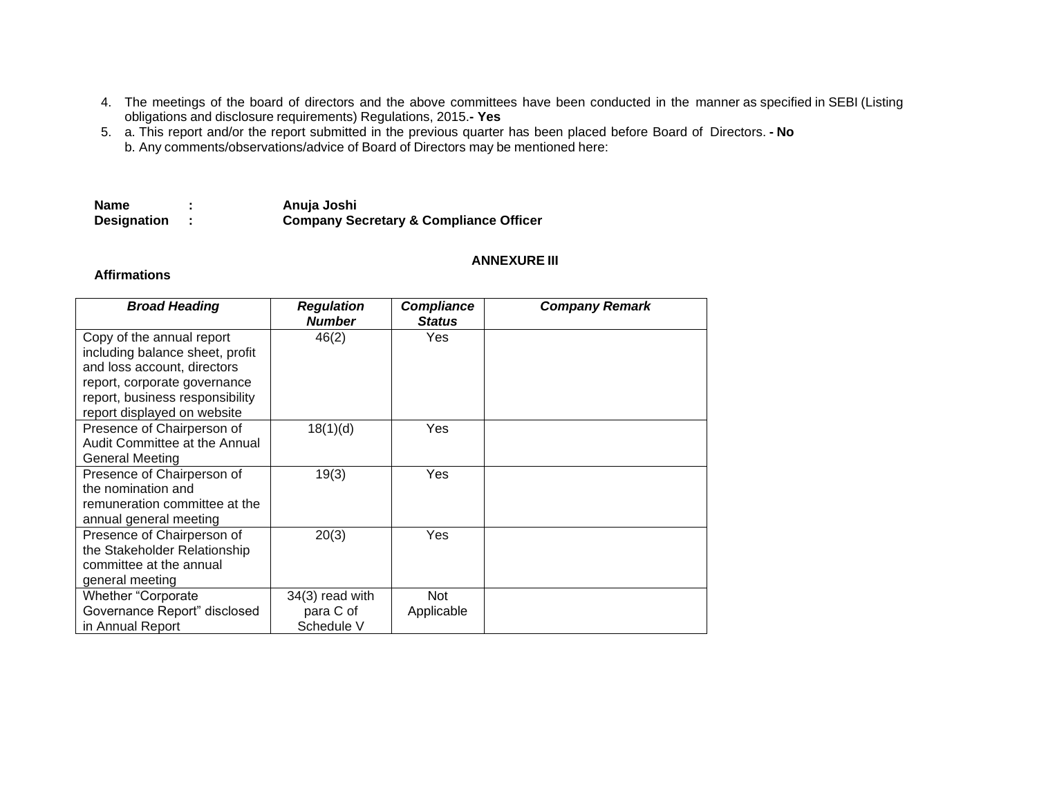4. The meetings of the board of directors and the above committees have been conducted in the manner as specified in SEBI (Listing obligations and disclosure requirements) Regulations, 2015.**- Yes**
5. a. This report and/or the report submitted in the previous quarter has been placed before Board of Directors. **- No**
   b. Any comments/observations/advice of Board of Directors may be mentioned here:

**Name : Anuja Joshi**
**Designation : Company Secretary & Compliance Officer**

**ANNEXURE III**

**Affirmations**

| ***Broad Heading*** | ***Regulation Number*** | ***Compliance Status*** | ***Company Remark*** |
|---|---|---|---|
| Copy of the annual report including balance sheet, profit and loss account, directors report, corporate governance report, business responsibility report displayed on website | 46(2) | Yes | |
| Presence of Chairperson of Audit Committee at the Annual General Meeting | 18(1)(d) | Yes | |
| Presence of Chairperson of the nomination and remuneration committee at the annual general meeting | 19(3) | Yes | |
| Presence of Chairperson of the Stakeholder Relationship committee at the annual general meeting | 20(3) | Yes | |
| Whether "Corporate Governance Report" disclosed in Annual Report | 34(3) read with para C of Schedule V | Not Applicable | |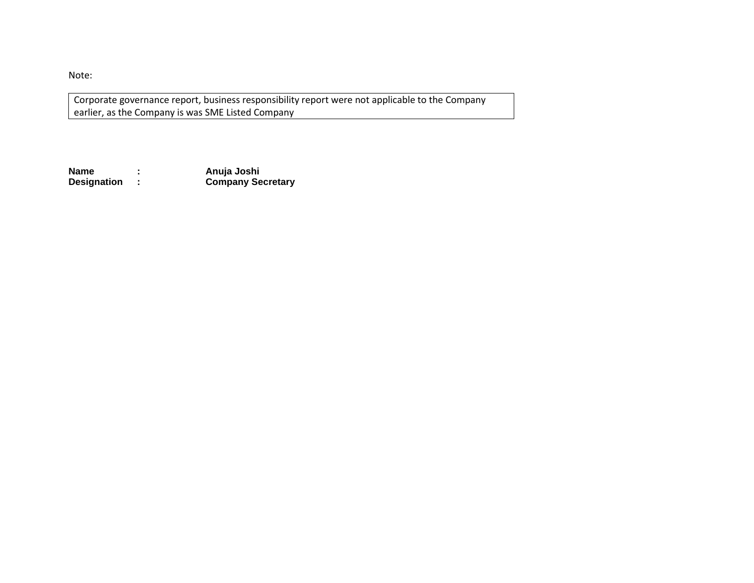Note:

| |
|---|
| Corporate governance report, business responsibility report were not applicable to the Company earlier, as the Company is was SME Listed Company |

**Name : Anuja Joshi**
**Designation : Company Secretary**